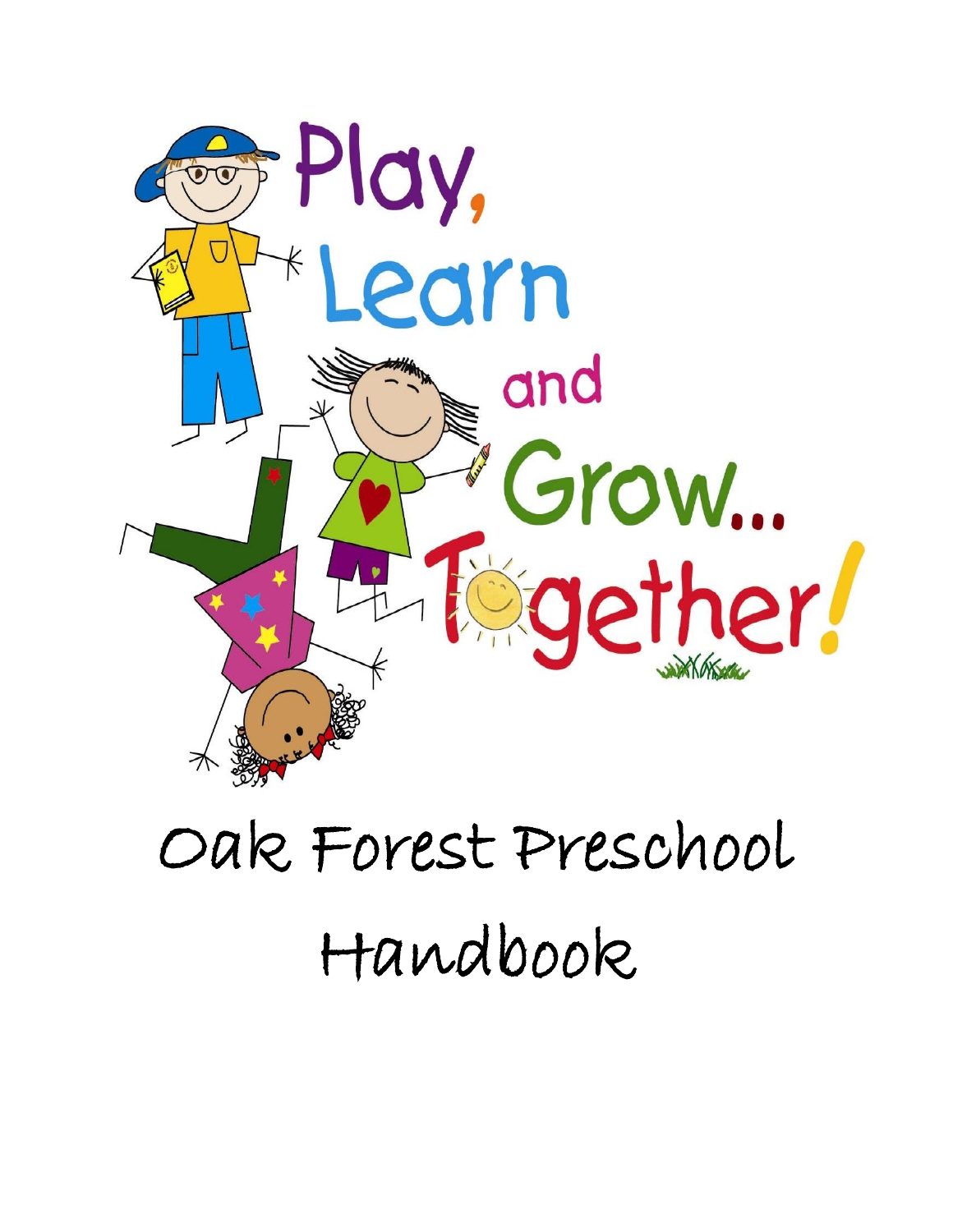Play, Learn and Grow... Together!

# Oak Forest Preschool Handbook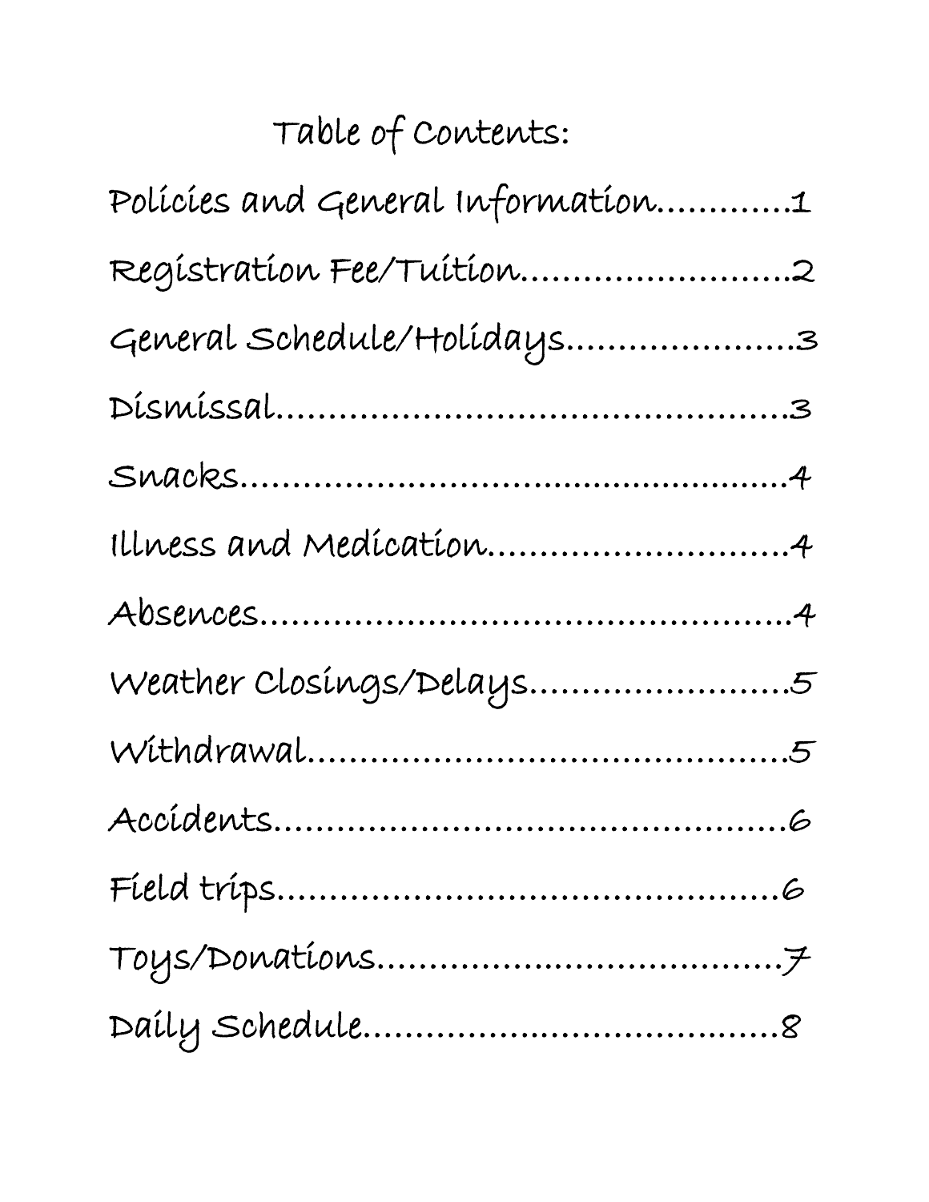# Table of Contents:

Policies and General Information............1

Registration Fee/Tuition........................2

General Schedule/Holidays.....................3

Dismissal...............................................3

Snacks...................................................4

Illness and Medication...........................4

Absences...............................................4

Weather Closings/Delays........................5

Withdrawal............................................5

Accidents...............................................6

Field trips..............................................6

Toys/Donations......................................7

Daily Schedule.......................................8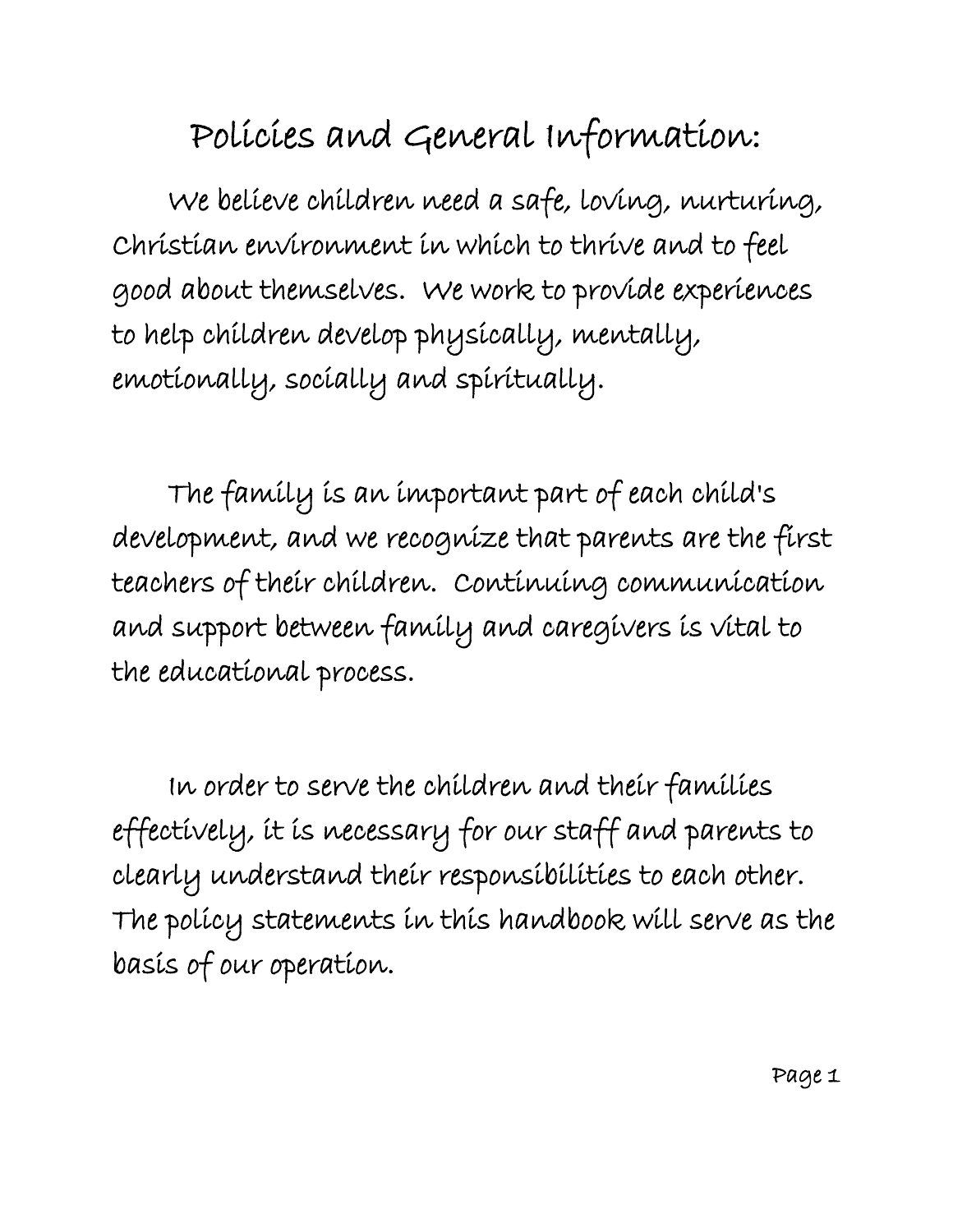# Policies and General Information:

We believe children need a safe, loving, nurturing, Christian environment in which to thrive and to feel good about themselves. We work to provide experiences to help children develop physically, mentally, emotionally, socially and spiritually.

The family is an important part of each child's development, and we recognize that parents are the first teachers of their children. Continuing communication and support between family and caregivers is vital to the educational process.

In order to serve the children and their families effectively, it is necessary for our staff and parents to clearly understand their responsibilities to each other. The policy statements in this handbook will serve as the basis of our operation.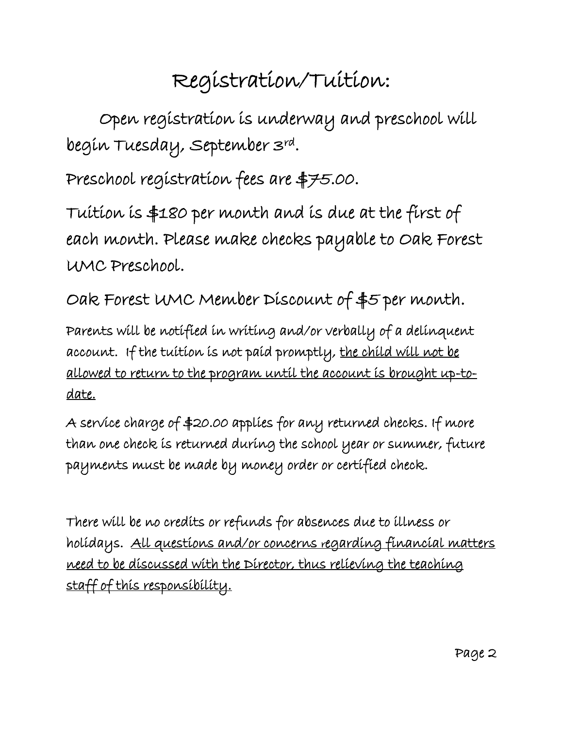# Registration/Tuition:

Open registration is underway and preschool will begin Tuesday, September 3rd.

Preschool registration fees are $75.00.

Tuition is $180 per month and is due at the first of each month. Please make checks payable to Oak Forest UMC Preschool.

Oak Forest UMC Member Discount of $5 per month.

Parents will be notified in writing and/or verbally of a delinquent account. If the tuition is not paid promptly, <u>the child will not be allowed to return to the program until the account is brought up-to-date.</u>

A service charge of $20.00 applies for any returned checks. If more than one check is returned during the school year or summer, future payments must be made by money order or certified check.

There will be no credits or refunds for absences due to illness or holidays. <u>All questions and/or concerns regarding financial matters need to be discussed with the Director, thus relieving the teaching staff of this responsibility.</u>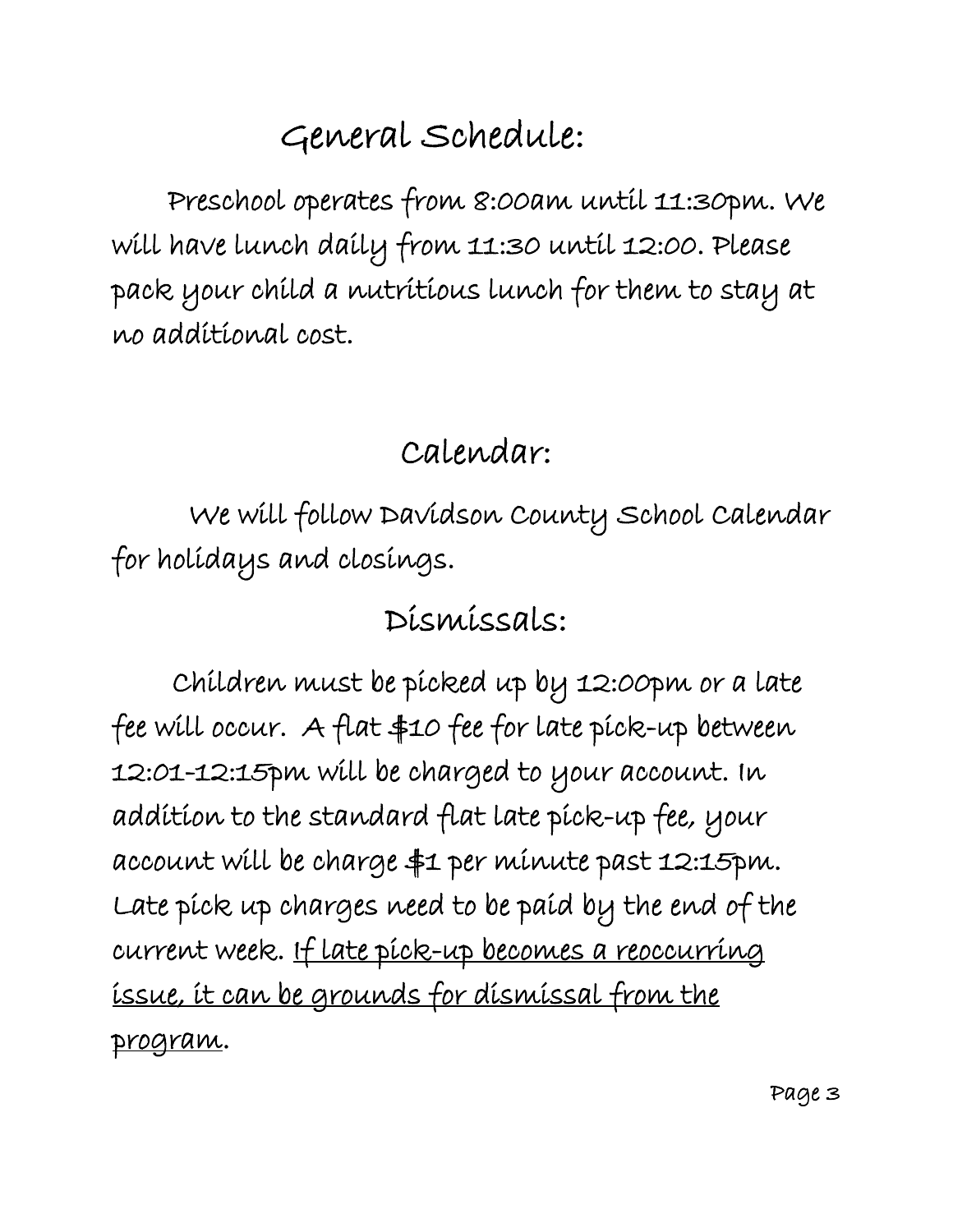## General Schedule:

Preschool operates from 8:00am until 11:30pm. We will have lunch daily from 11:30 until 12:00. Please pack your child a nutritious lunch for them to stay at no additional cost.

## Calendar:

We will follow Davidson County School Calendar for holidays and closings.

## Dismissals:

Children must be picked up by 12:00pm or a late fee will occur. A flat $10 fee for late pick-up between 12:01-12:15pm will be charged to your account. In addition to the standard flat late pick-up fee, your account will be charge $1 per minute past 12:15pm. Late pick up charges need to be paid by the end of the current week. <u>If late pick-up becomes a reoccurring issue, it can be grounds for dismissal from the program</u>.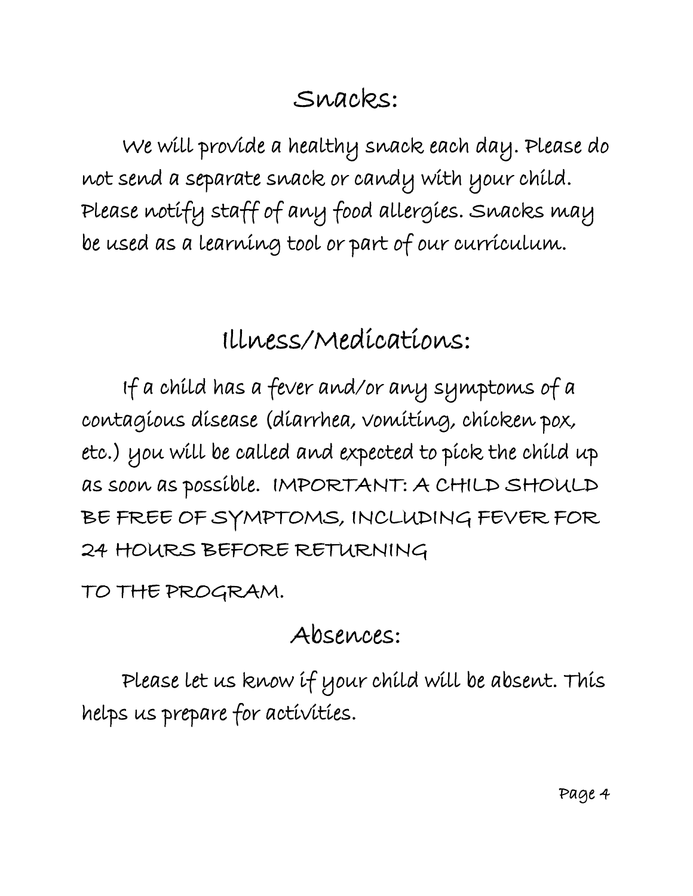## Snacks:

We will provide a healthy snack each day. Please do not send a separate snack or candy with your child. Please notify staff of any food allergies. Snacks may be used as a learning tool or part of our curriculum.

## Illness/Medications:

If a child has a fever and/or any symptoms of a contagious disease (diarrhea, vomiting, chicken pox, etc.) you will be called and expected to pick the child up as soon as possible. IMPORTANT: A CHILD SHOULD BE FREE OF SYMPTOMS, INCLUDING FEVER FOR 24 HOURS BEFORE RETURNING

TO THE PROGRAM.

## Absences:

Please let us know if your child will be absent. This helps us prepare for activities.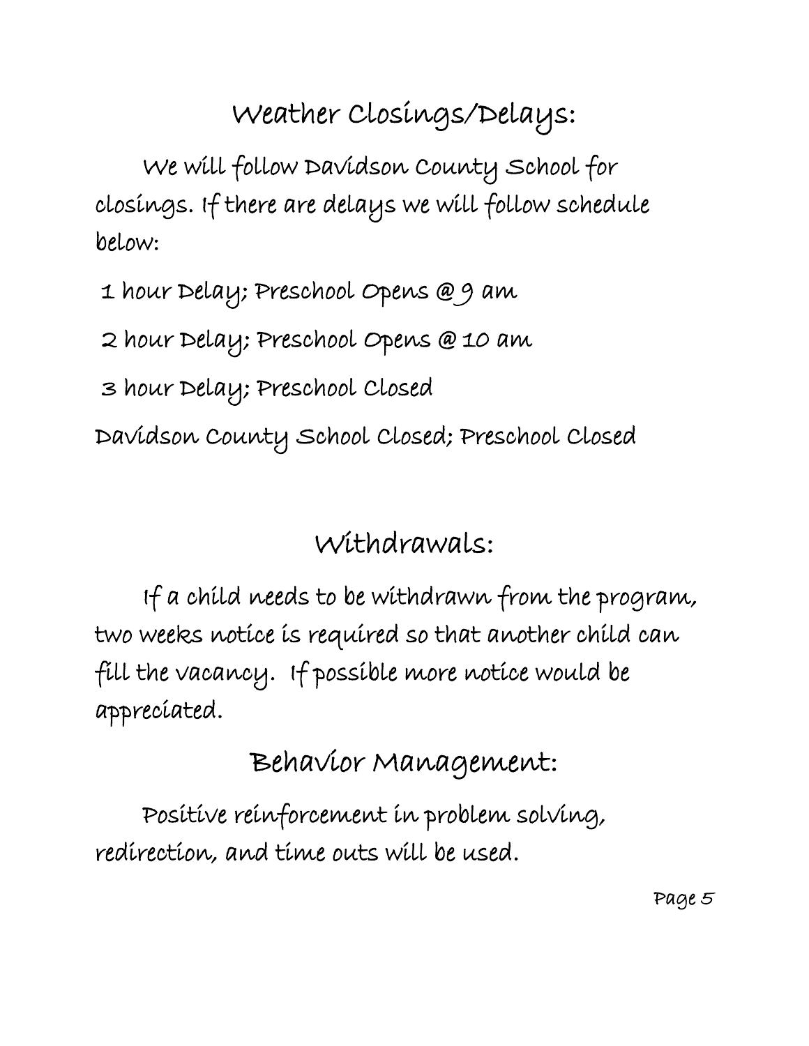## Weather Closings/Delays:

We will follow Davidson County School for closings. If there are delays we will follow schedule below:

1 hour Delay; Preschool Opens @ 9 am

2 hour Delay; Preschool Opens @ 10 am

3 hour Delay; Preschool Closed

Davidson County School Closed; Preschool Closed

## Withdrawals:

If a child needs to be withdrawn from the program, two weeks notice is required so that another child can fill the vacancy. If possible more notice would be appreciated.

## Behavior Management:

Positive reinforcement in problem solving, redirection, and time outs will be used.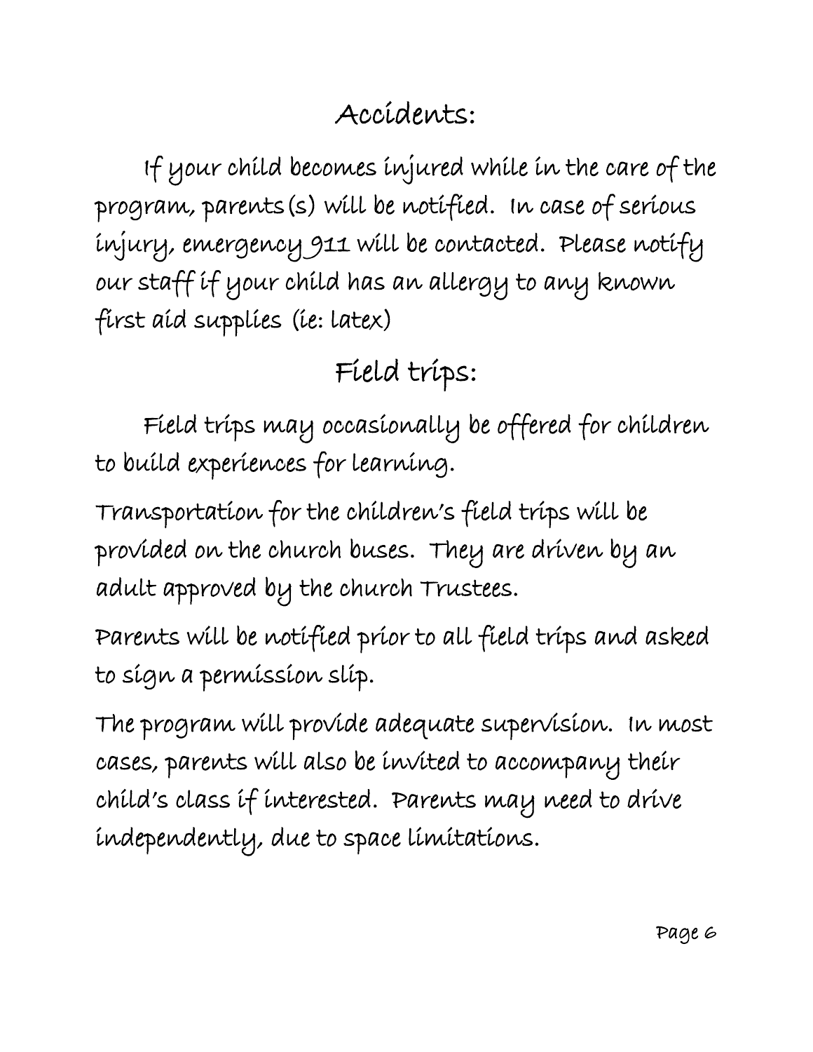## Accidents:

If your child becomes injured while in the care of the program, parents(s) will be notified. In case of serious injury, emergency 911 will be contacted. Please notify our staff if your child has an allergy to any known first aid supplies (ie: latex)

## Field trips:

Field trips may occasionally be offered for children to build experiences for learning.

Transportation for the children's field trips will be provided on the church buses. They are driven by an adult approved by the church Trustees.

Parents will be notified prior to all field trips and asked to sign a permission slip.

The program will provide adequate supervision. In most cases, parents will also be invited to accompany their child's class if interested. Parents may need to drive independently, due to space limitations.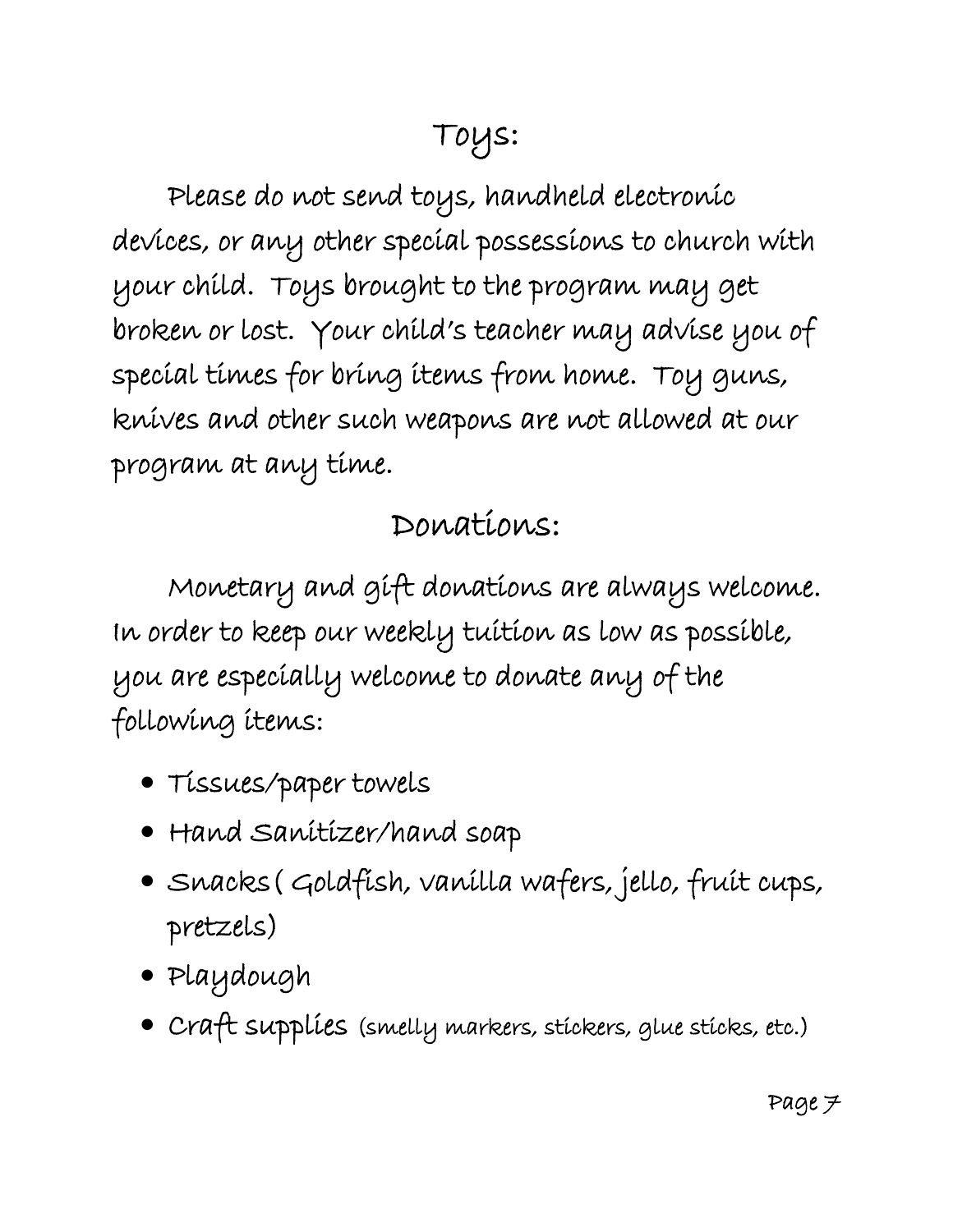## Toys:

Please do not send toys, handheld electronic devices, or any other special possessions to church with your child. Toys brought to the program may get broken or lost. Your child's teacher may advise you of special times for bring items from home. Toy guns, knives and other such weapons are not allowed at our program at any time.

## Donations:

Monetary and gift donations are always welcome. In order to keep our weekly tuition as low as possible, you are especially welcome to donate any of the following items:

- Tissues/paper towels
- Hand Sanitizer/hand soap
- Snacks ( Goldfish, vanilla wafers, jello, fruit cups, pretzels)
- Playdough
- Craft supplies (smelly markers, stickers, glue sticks, etc.)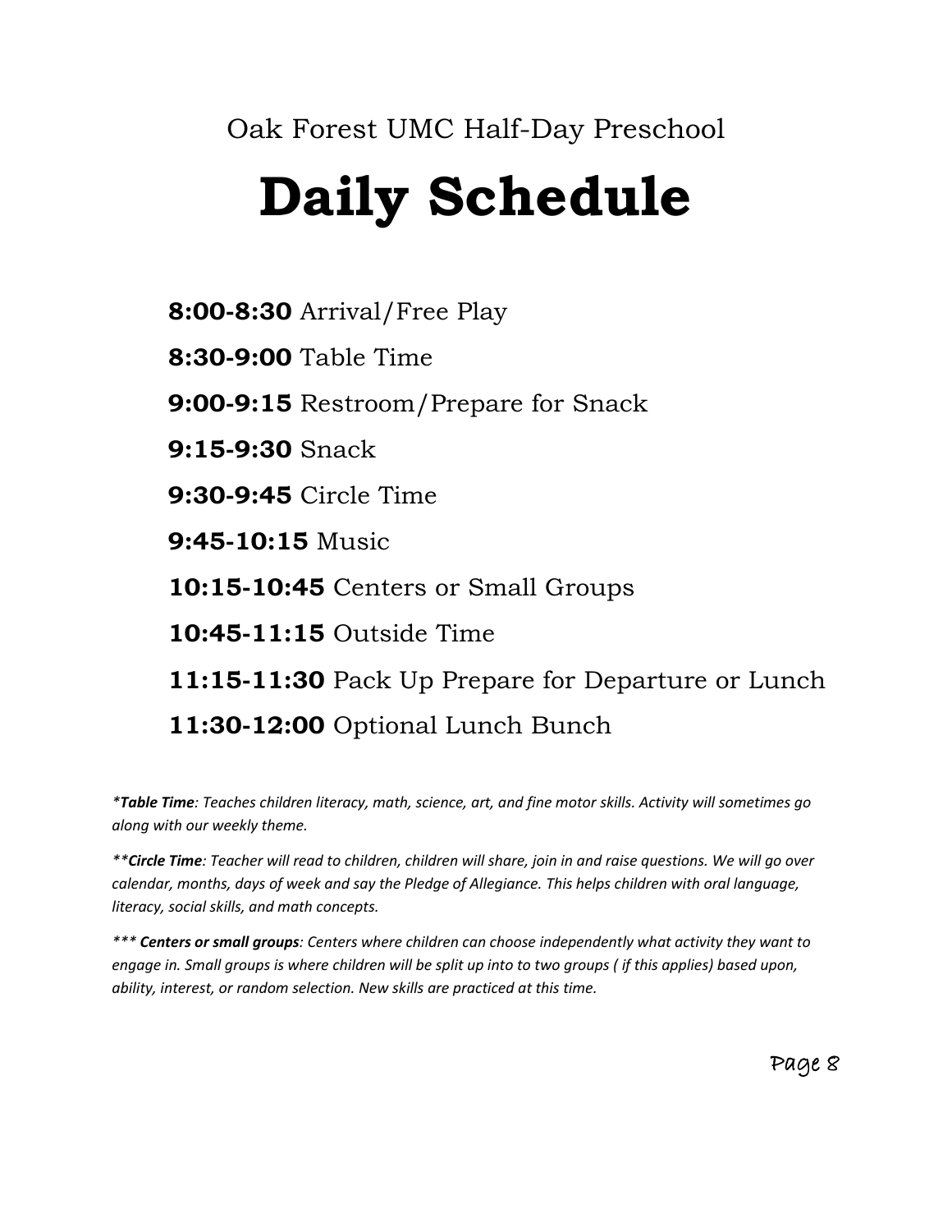Oak Forest UMC Half-Day Preschool

# Daily Schedule

**8:00-8:30** Arrival/Free Play

**8:30-9:00** Table Time

**9:00-9:15** Restroom/Prepare for Snack

**9:15-9:30** Snack

**9:30-9:45** Circle Time

**9:45-10:15** Music

**10:15-10:45** Centers or Small Groups

**10:45-11:15** Outside Time

**11:15-11:30** Pack Up Prepare for Departure or Lunch

**11:30-12:00** Optional Lunch Bunch

*\*__Table Time__: Teaches children literacy, math, science, art, and fine motor skills. Activity will sometimes go along with our weekly theme.*

*\*\*__Circle Time__: Teacher will read to children, children will share, join in and raise questions. We will go over calendar, months, days of week and say the Pledge of Allegiance. This helps children with oral language, literacy, social skills, and math concepts.*

*\*\*\* __Centers or small groups__: Centers where children can choose independently what activity they want to engage in. Small groups is where children will be split up into to two groups ( if this applies) based upon, ability, interest, or random selection. New skills are practiced at this time.*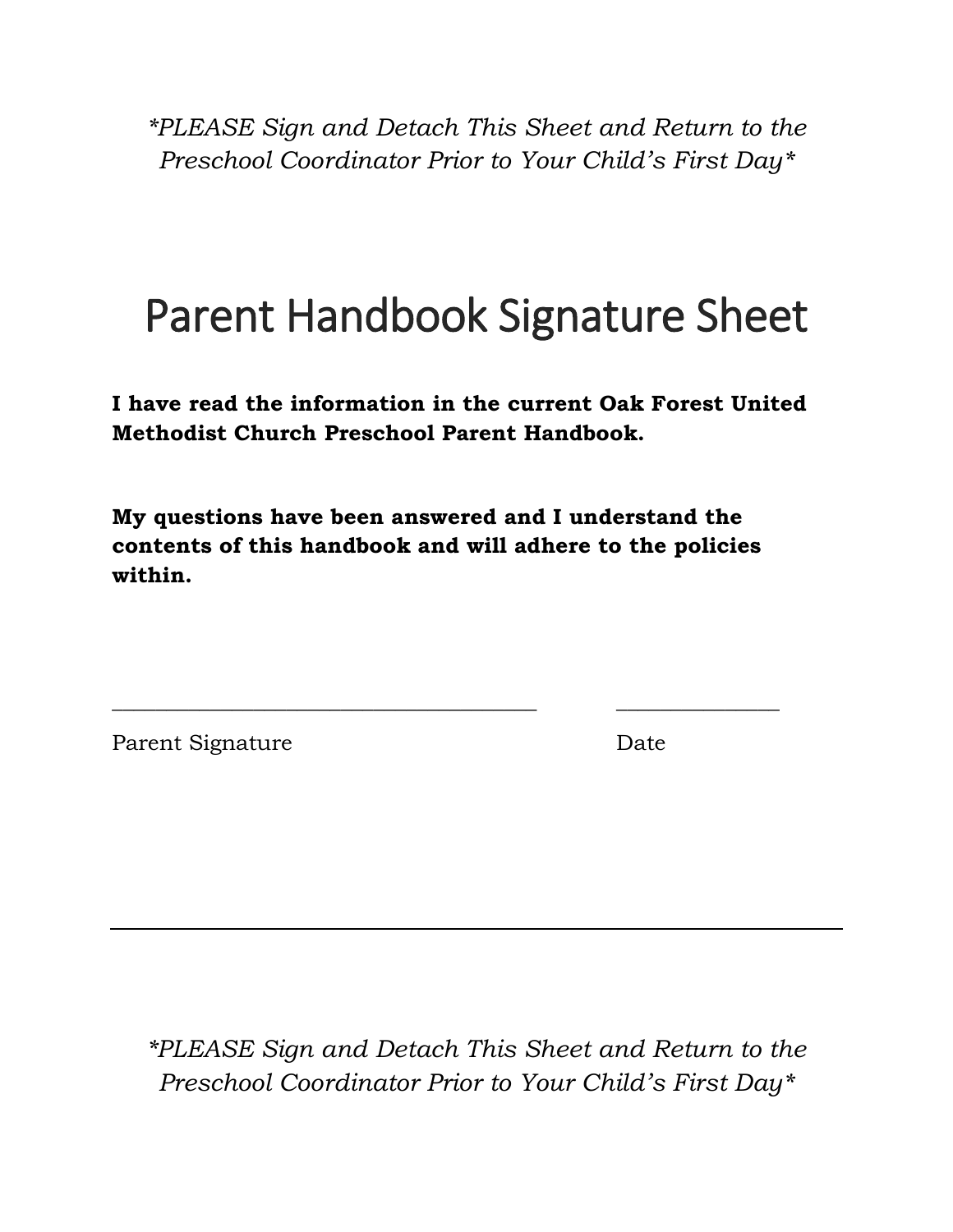*\*PLEASE Sign and Detach This Sheet and Return to the Preschool Coordinator Prior to Your Child's First Day\**

# Parent Handbook Signature Sheet

**I have read the information in the current Oak Forest United Methodist Church Preschool Parent Handbook.**

**My questions have been answered and I understand the contents of this handbook and will adhere to the policies within.**

_______________________________________ _______________

Parent Signature Date

---

*\*PLEASE Sign and Detach This Sheet and Return to the Preschool Coordinator Prior to Your Child's First Day\**